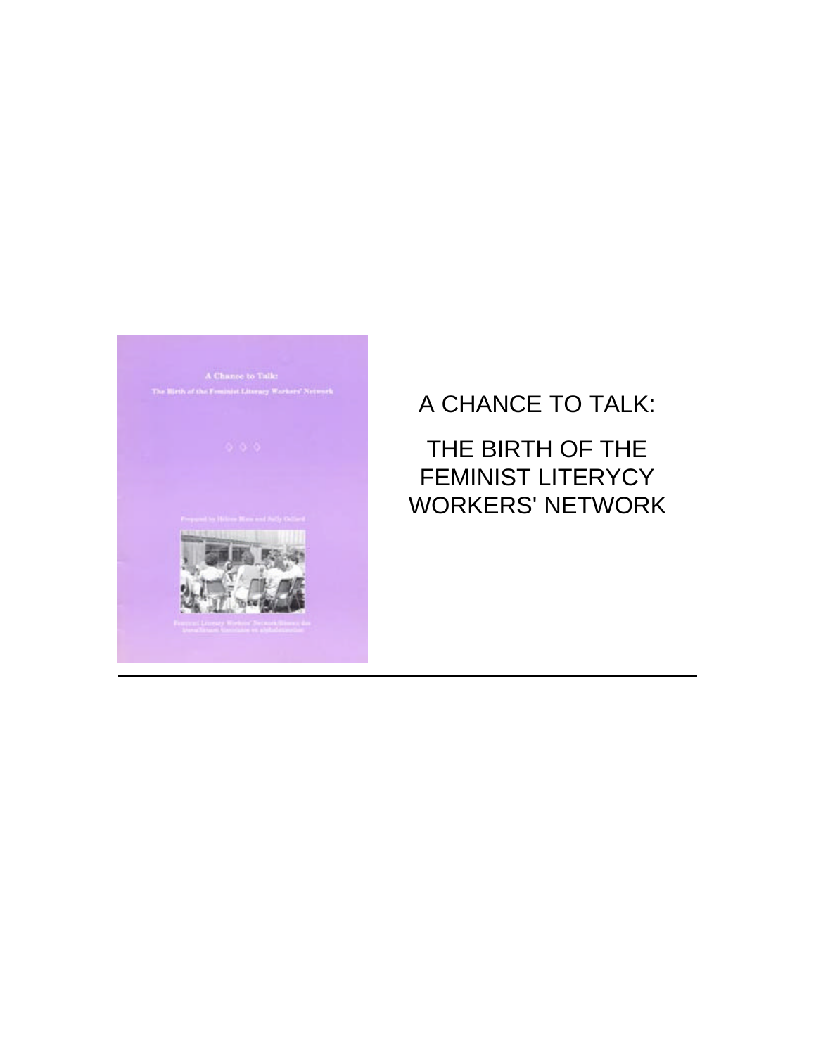# A CHANCE TO TALK:

# THE BIRTH OF THE FEMINIST LITERYCY WORKERS' NETWORK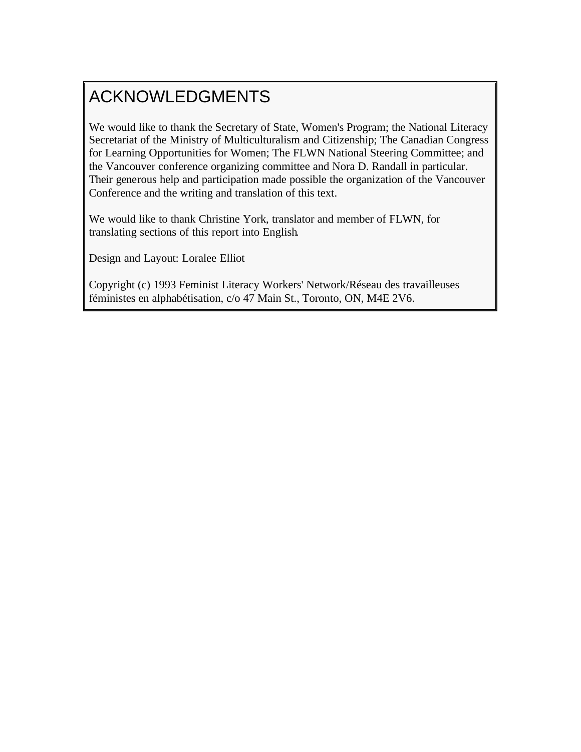# ACKNOWLEDGMENTS

We would like to thank the Secretary of State, Women's Program; the National Literacy Secretariat of the Ministry of Multiculturalism and Citizenship; The Canadian Congress for Learning Opportunities for Women; The FLWN National Steering Committee; and the Vancouver conference organizing committee and Nora D. Randall in particular. Their generous help and participation made possible the organization of the Vancouver Conference and the writing and translation of this text.

We would like to thank Christine York, translator and member of FLWN, for translating sections of this report into English.

Design and Layout: Loralee Elliot

Copyright (c) 1993 Feminist Literacy Workers' Network/Réseau des travailleuses féministes en alphabétisation, c/o 47 Main St., Toronto, ON, M4E 2V6.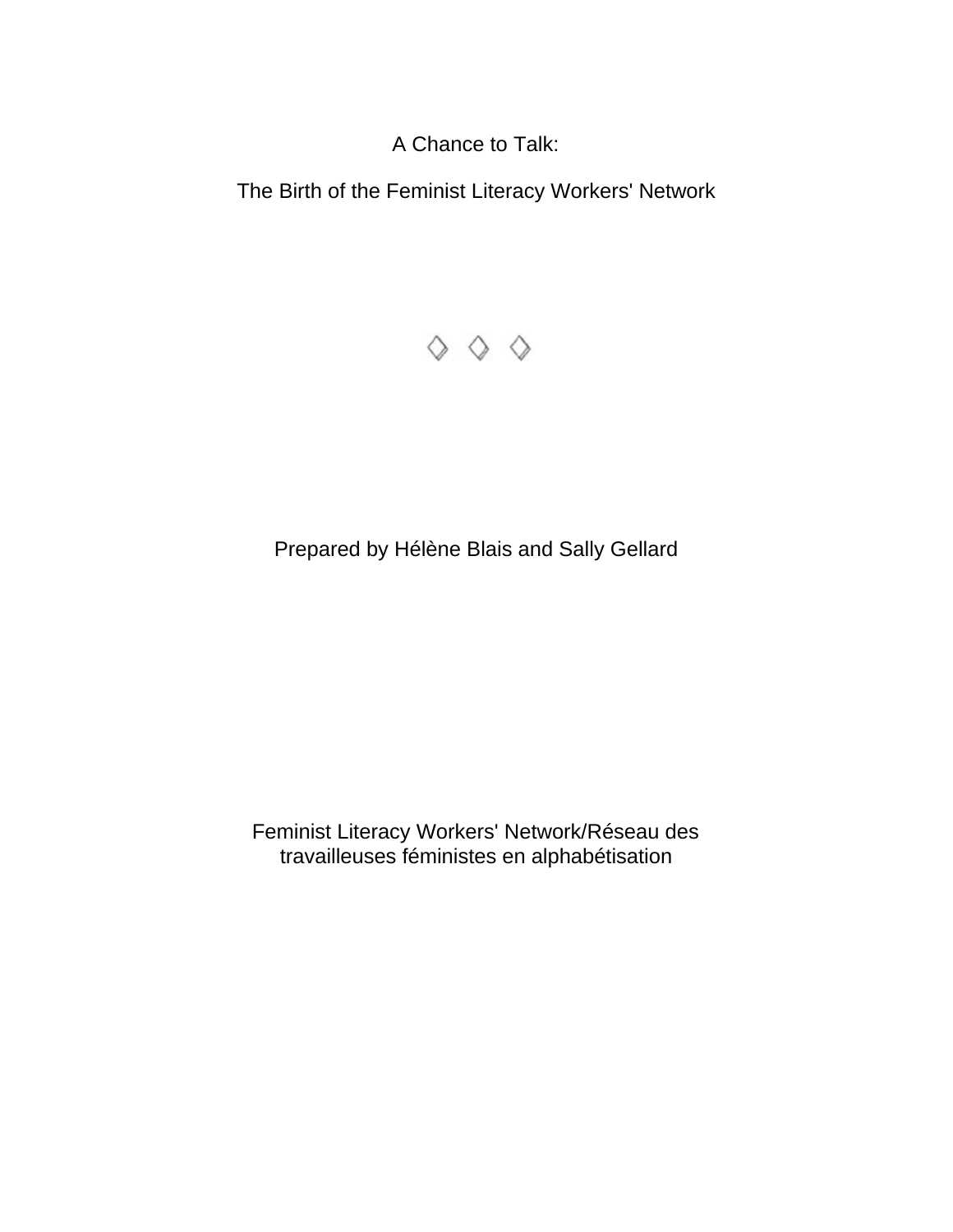# A Chance to Talk:

## The Birth of the Feminist Literacy Workers' Network

◊ ◊ ◊

Prepared by Hélène Blais and Sally Gellard

Feminist Literacy Workers' Network/Réseau des travailleuses féministes en alphabétisation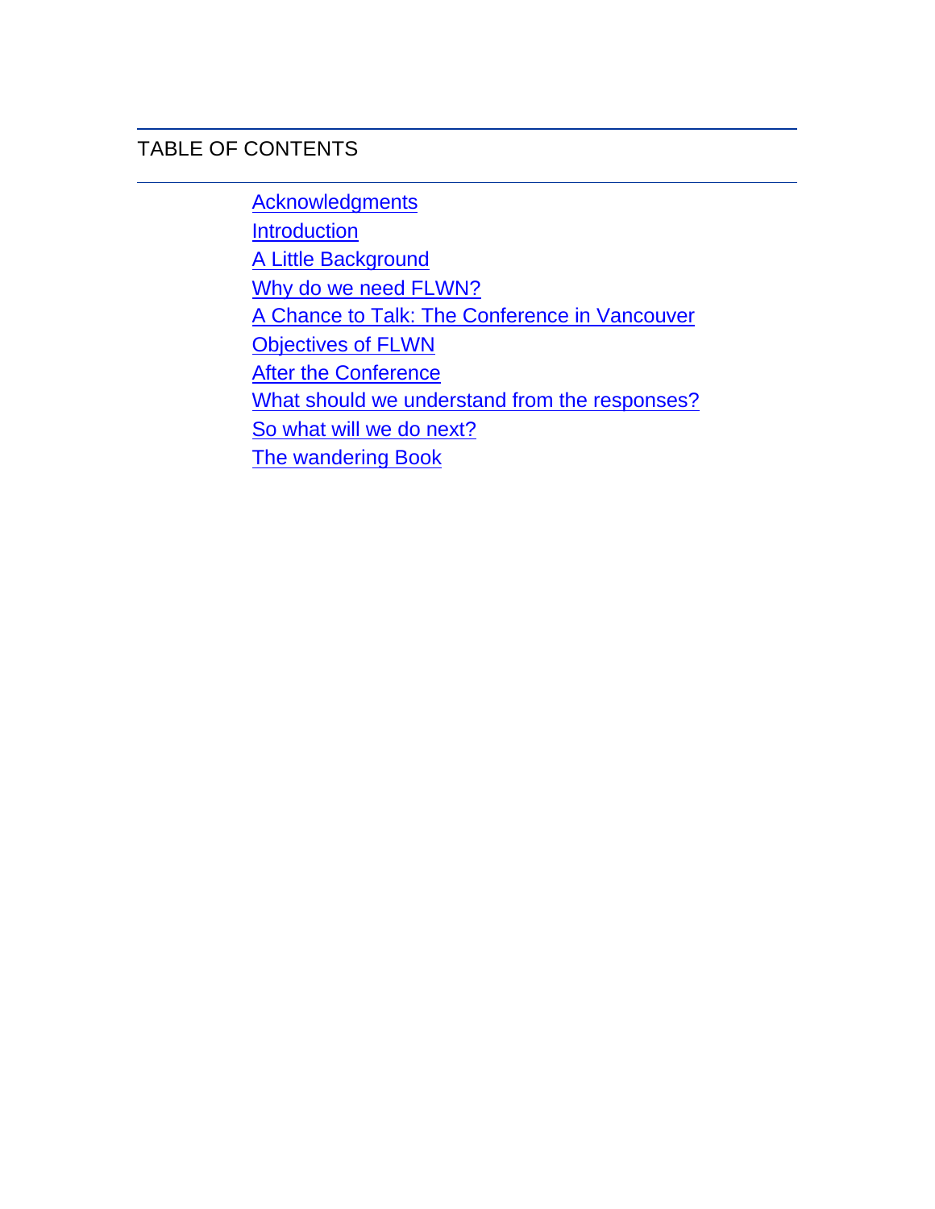## TABLE OF CONTENTS

- Acknowledgments
- Introduction
- A Little Background
- Why do we need FLWN?
- A Chance to Talk: The Conference in Vancouver
- Objectives of FLWN
- After the Conference
- What should we understand from the responses?
- So what will we do next?
- The wandering Book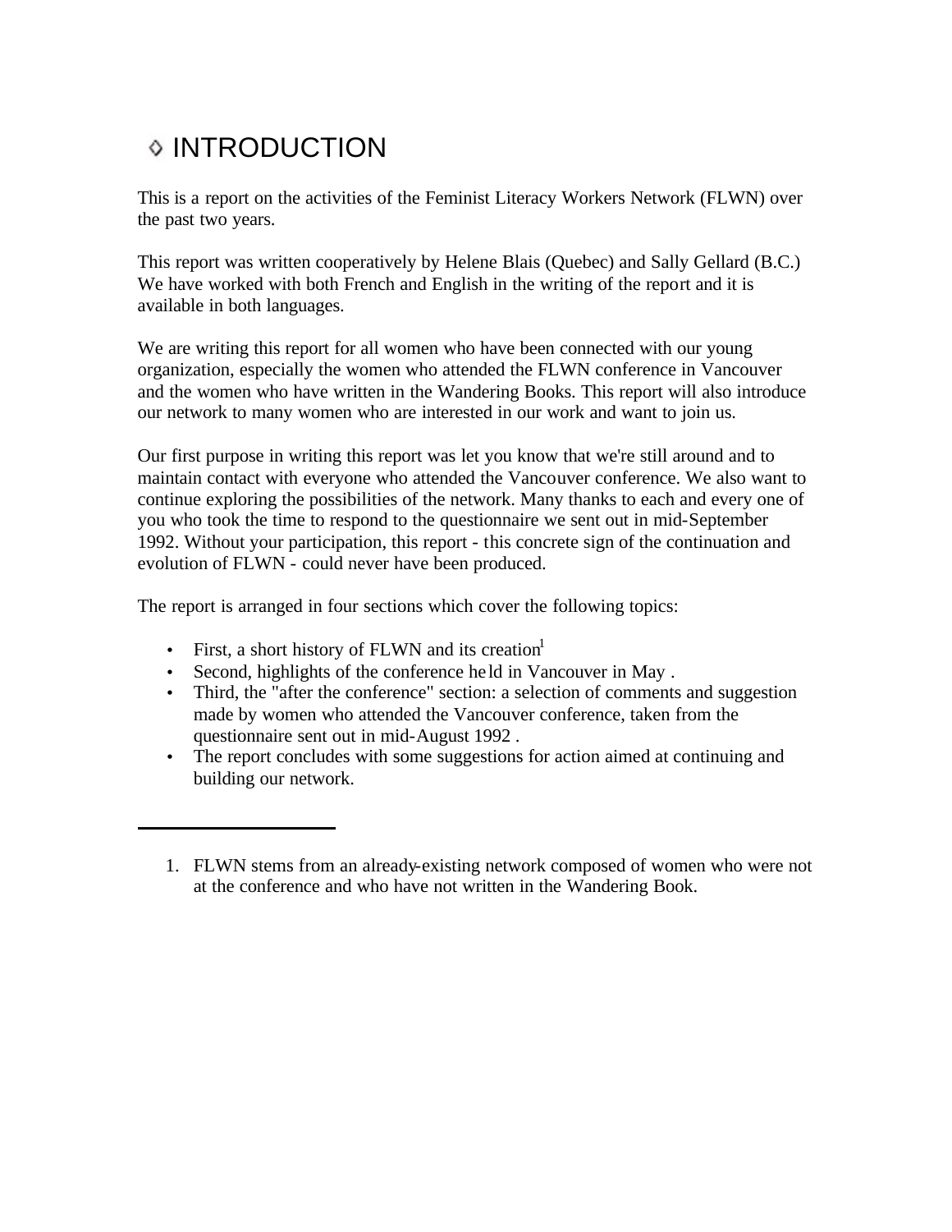# ◇ INTRODUCTION

This is a report on the activities of the Feminist Literacy Workers Network (FLWN) over the past two years.

This report was written cooperatively by Helene Blais (Quebec) and Sally Gellard (B.C.) We have worked with both French and English in the writing of the report and it is available in both languages.

We are writing this report for all women who have been connected with our young organization, especially the women who attended the FLWN conference in Vancouver and the women who have written in the Wandering Books. This report will also introduce our network to many women who are interested in our work and want to join us.

Our first purpose in writing this report was let you know that we're still around and to maintain contact with everyone who attended the Vancouver conference. We also want to continue exploring the possibilities of the network. Many thanks to each and every one of you who took the time to respond to the questionnaire we sent out in mid-September 1992. Without your participation, this report - this concrete sign of the continuation and evolution of FLWN - could never have been produced.

The report is arranged in four sections which cover the following topics:

- First, a short history of FLWN and its creation[1]
- Second, highlights of the conference held in Vancouver in May .
- Third, the "after the conference" section: a selection of comments and suggestion made by women who attended the Vancouver conference, taken from the questionnaire sent out in mid-August 1992 .
- The report concludes with some suggestions for action aimed at continuing and building our network.

---

1. FLWN stems from an already-existing network composed of women who were not at the conference and who have not written in the Wandering Book.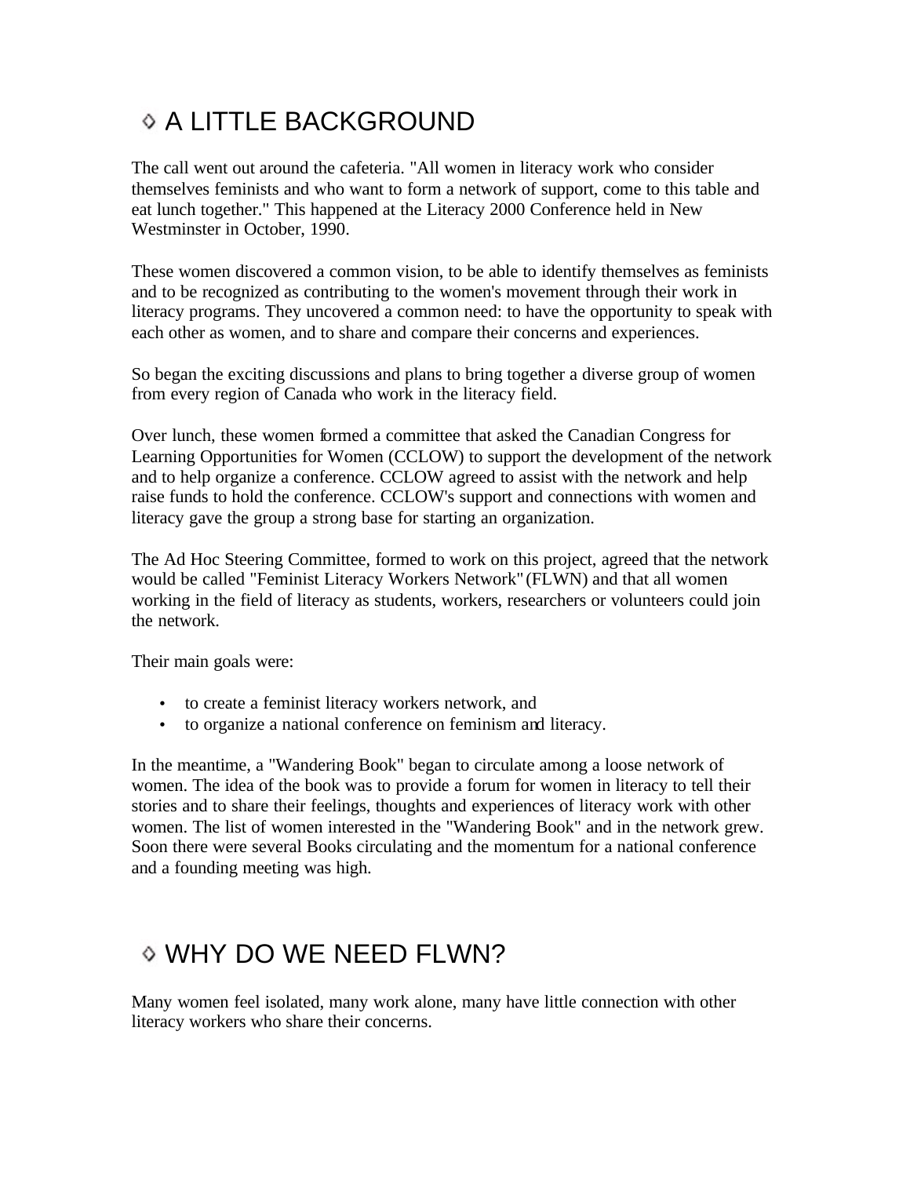## ◊ A LITTLE BACKGROUND

The call went out around the cafeteria. "All women in literacy work who consider themselves feminists and who want to form a network of support, come to this table and eat lunch together." This happened at the Literacy 2000 Conference held in New Westminster in October, 1990.

These women discovered a common vision, to be able to identify themselves as feminists and to be recognized as contributing to the women's movement through their work in literacy programs. They uncovered a common need: to have the opportunity to speak with each other as women, and to share and compare their concerns and experiences.

So began the exciting discussions and plans to bring together a diverse group of women from every region of Canada who work in the literacy field.

Over lunch, these women formed a committee that asked the Canadian Congress for Learning Opportunities for Women (CCLOW) to support the development of the network and to help organize a conference. CCLOW agreed to assist with the network and help raise funds to hold the conference. CCLOW's support and connections with women and literacy gave the group a strong base for starting an organization.

The Ad Hoc Steering Committee, formed to work on this project, agreed that the network would be called "Feminist Literacy Workers Network" (FLWN) and that all women working in the field of literacy as students, workers, researchers or volunteers could join the network.

Their main goals were:

- to create a feminist literacy workers network, and
- to organize a national conference on feminism and literacy.

In the meantime, a "Wandering Book" began to circulate among a loose network of women. The idea of the book was to provide a forum for women in literacy to tell their stories and to share their feelings, thoughts and experiences of literacy work with other women. The list of women interested in the "Wandering Book" and in the network grew. Soon there were several Books circulating and the momentum for a national conference and a founding meeting was high.

## ◊ WHY DO WE NEED FLWN?

Many women feel isolated, many work alone, many have little connection with other literacy workers who share their concerns.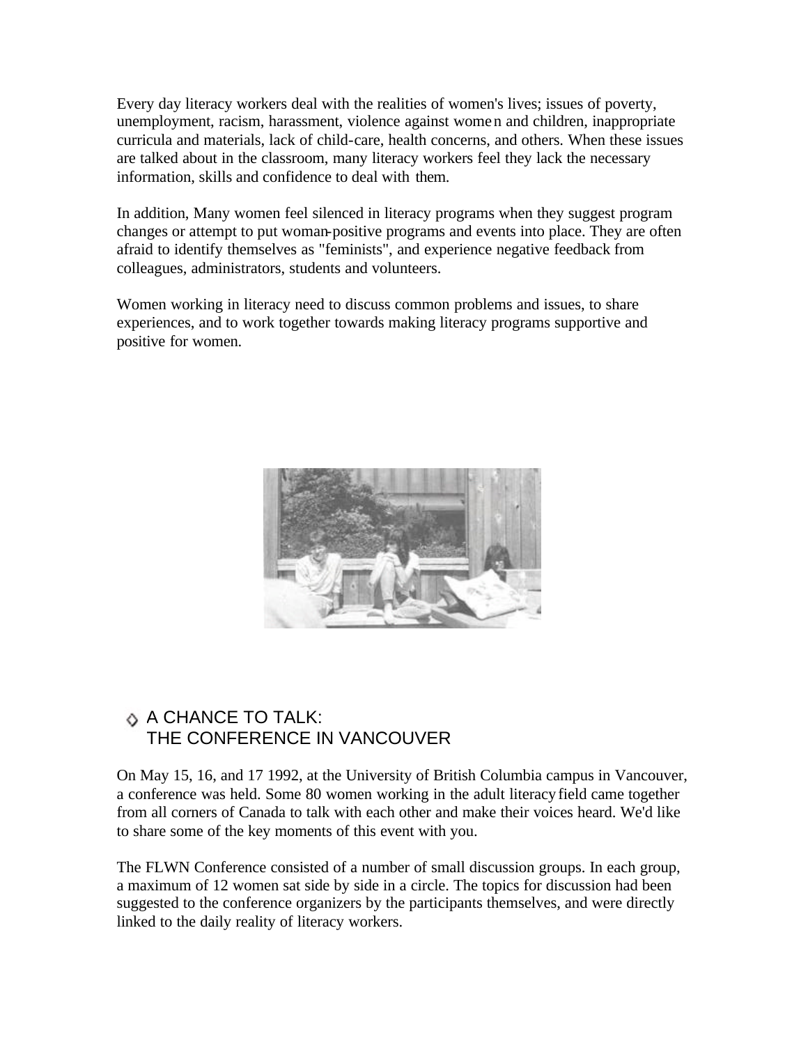Every day literacy workers deal with the realities of women's lives; issues of poverty, unemployment, racism, harassment, violence against women and children, inappropriate curricula and materials, lack of child-care, health concerns, and others. When these issues are talked about in the classroom, many literacy workers feel they lack the necessary information, skills and confidence to deal with them.

In addition, Many women feel silenced in literacy programs when they suggest program changes or attempt to put woman-positive programs and events into place. They are often afraid to identify themselves as "feminists", and experience negative feedback from colleagues, administrators, students and volunteers.

Women working in literacy need to discuss common problems and issues, to share experiences, and to work together towards making literacy programs supportive and positive for women.

## A CHANCE TO TALK: THE CONFERENCE IN VANCOUVER

On May 15, 16, and 17 1992, at the University of British Columbia campus in Vancouver, a conference was held. Some 80 women working in the adult literacy field came together from all corners of Canada to talk with each other and make their voices heard. We'd like to share some of the key moments of this event with you.

The FLWN Conference consisted of a number of small discussion groups. In each group, a maximum of 12 women sat side by side in a circle. The topics for discussion had been suggested to the conference organizers by the participants themselves, and were directly linked to the daily reality of literacy workers.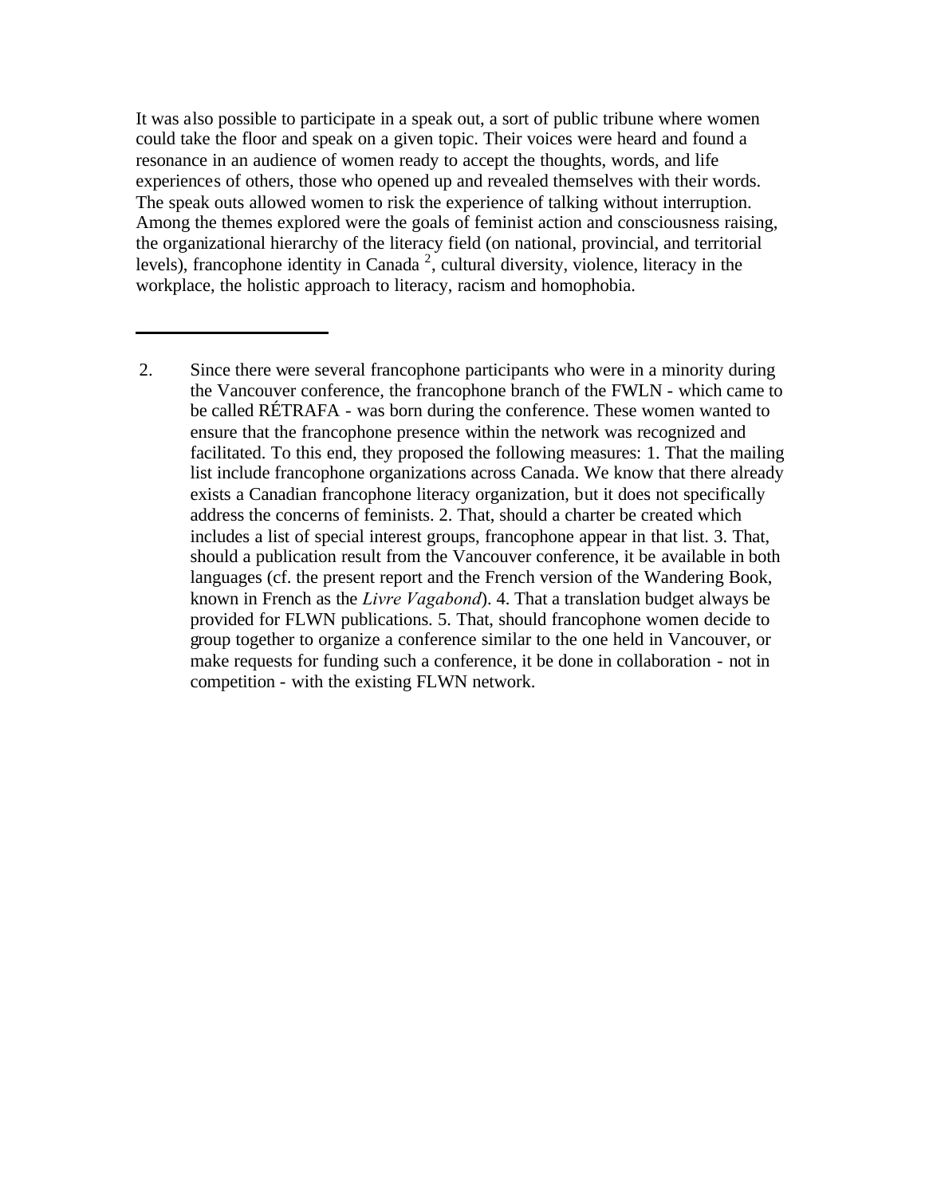It was also possible to participate in a speak out, a sort of public tribune where women could take the floor and speak on a given topic. Their voices were heard and found a resonance in an audience of women ready to accept the thoughts, words, and life experiences of others, those who opened up and revealed themselves with their words. The speak outs allowed women to risk the experience of talking without interruption. Among the themes explored were the goals of feminist action and consciousness raising, the organizational hierarchy of the literacy field (on national, provincial, and territorial levels), francophone identity in Canada [2], cultural diversity, violence, literacy in the workplace, the holistic approach to literacy, racism and homophobia.

---

2. Since there were several francophone participants who were in a minority during the Vancouver conference, the francophone branch of the FWLN - which came to be called RÉTRAFA - was born during the conference. These women wanted to ensure that the francophone presence within the network was recognized and facilitated. To this end, they proposed the following measures: 1. That the mailing list include francophone organizations across Canada. We know that there already exists a Canadian francophone literacy organization, but it does not specifically address the concerns of feminists. 2. That, should a charter be created which includes a list of special interest groups, francophone appear in that list. 3. That, should a publication result from the Vancouver conference, it be available in both languages (cf. the present report and the French version of the Wandering Book, known in French as the *Livre Vagabond*). 4. That a translation budget always be provided for FLWN publications. 5. That, should francophone women decide to group together to organize a conference similar to the one held in Vancouver, or make requests for funding such a conference, it be done in collaboration - not in competition - with the existing FLWN network.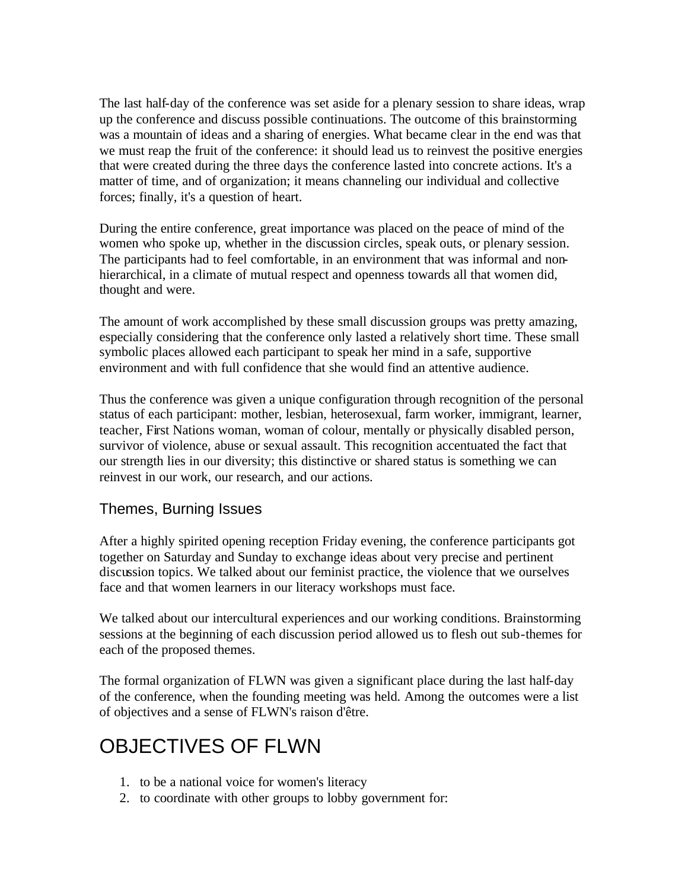The last half-day of the conference was set aside for a plenary session to share ideas, wrap up the conference and discuss possible continuations. The outcome of this brainstorming was a mountain of ideas and a sharing of energies. What became clear in the end was that we must reap the fruit of the conference: it should lead us to reinvest the positive energies that were created during the three days the conference lasted into concrete actions. It's a matter of time, and of organization; it means channeling our individual and collective forces; finally, it's a question of heart.

During the entire conference, great importance was placed on the peace of mind of the women who spoke up, whether in the discussion circles, speak outs, or plenary session. The participants had to feel comfortable, in an environment that was informal and non-hierarchical, in a climate of mutual respect and openness towards all that women did, thought and were.

The amount of work accomplished by these small discussion groups was pretty amazing, especially considering that the conference only lasted a relatively short time. These small symbolic places allowed each participant to speak her mind in a safe, supportive environment and with full confidence that she would find an attentive audience.

Thus the conference was given a unique configuration through recognition of the personal status of each participant: mother, lesbian, heterosexual, farm worker, immigrant, learner, teacher, First Nations woman, woman of colour, mentally or physically disabled person, survivor of violence, abuse or sexual assault. This recognition accentuated the fact that our strength lies in our diversity; this distinctive or shared status is something we can reinvest in our work, our research, and our actions.

### Themes, Burning Issues

After a highly spirited opening reception Friday evening, the conference participants got together on Saturday and Sunday to exchange ideas about very precise and pertinent discussion topics. We talked about our feminist practice, the violence that we ourselves face and that women learners in our literacy workshops must face.

We talked about our intercultural experiences and our working conditions. Brainstorming sessions at the beginning of each discussion period allowed us to flesh out sub-themes for each of the proposed themes.

The formal organization of FLWN was given a significant place during the last half-day of the conference, when the founding meeting was held. Among the outcomes were a list of objectives and a sense of FLWN's raison d'être.

## OBJECTIVES OF FLWN

1. to be a national voice for women's literacy
2. to coordinate with other groups to lobby government for: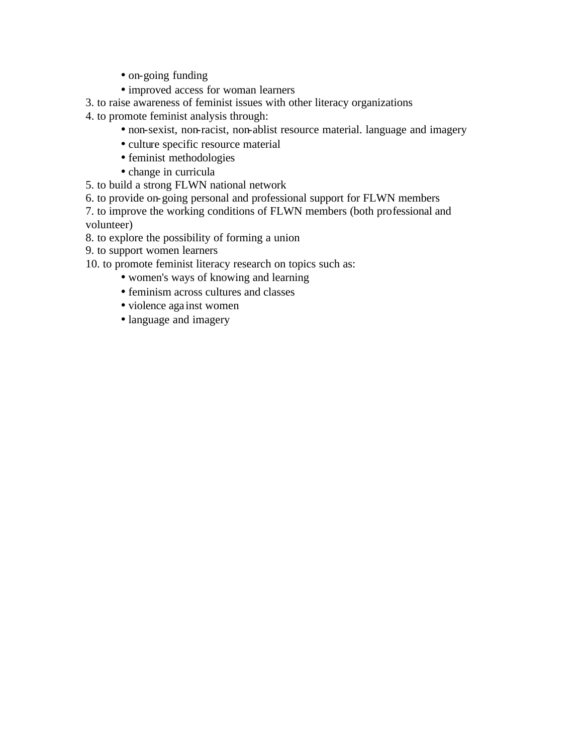- on-going funding
- improved access for woman learners

3. to raise awareness of feminist issues with other literacy organizations
4. to promote feminist analysis through:
    - non-sexist, non-racist, non-ablist resource material. language and imagery
    - culture specific resource material
    - feminist methodologies
    - change in curricula
5. to build a strong FLWN national network
6. to provide on-going personal and professional support for FLWN members
7. to improve the working conditions of FLWN members (both professional and volunteer)
8. to explore the possibility of forming a union
9. to support women learners
10. to promote feminist literacy research on topics such as:
    - women's ways of knowing and learning
    - feminism across cultures and classes
    - violence against women
    - language and imagery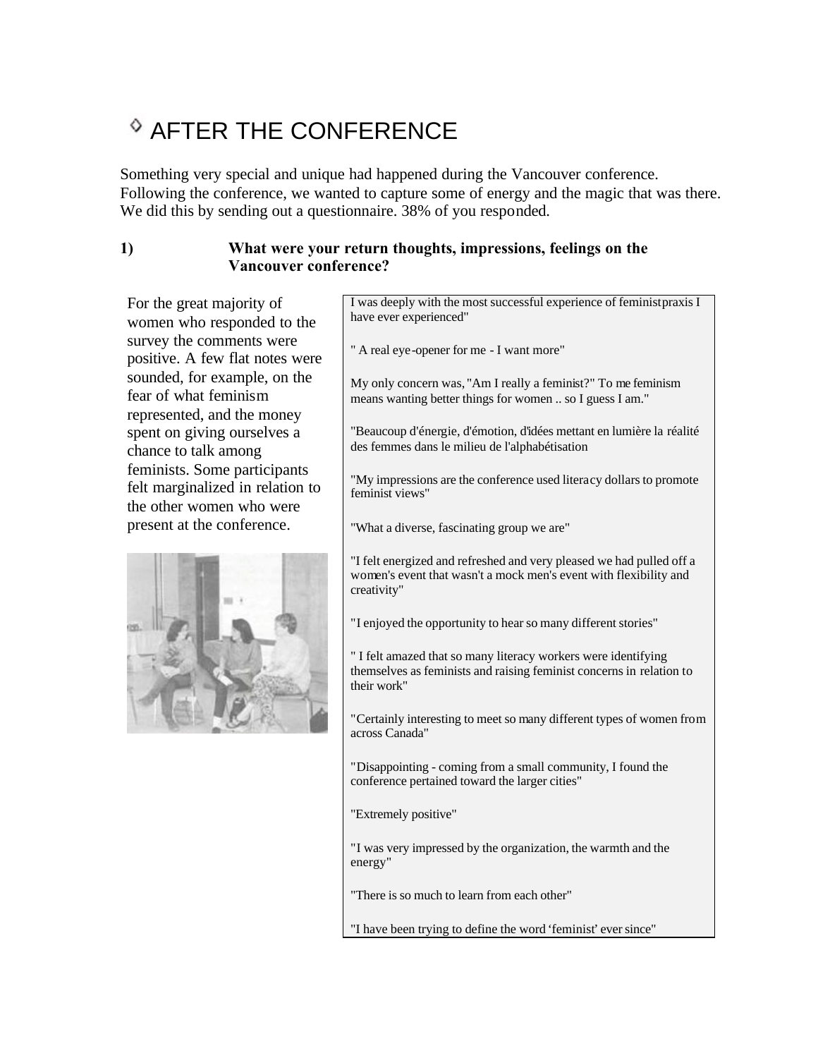# AFTER THE CONFERENCE

Something very special and unique had happened during the Vancouver conference. Following the conference, we wanted to capture some of energy and the magic that was there. We did this by sending out a questionnaire. 38% of you responded.

**1) What were your return thoughts, impressions, feelings on the Vancouver conference?**

For the great majority of women who responded to the survey the comments were positive. A few flat notes were sounded, for example, on the fear of what feminism represented, and the money spent on giving ourselves a chance to talk among feminists. Some participants felt marginalized in relation to the other women who were present at the conference.

I was deeply with the most successful experience of feminist praxis I have ever experienced"

" A real eye-opener for me - I want more"

My only concern was, "Am I really a feminist?" To me feminism means wanting better things for women .. so I guess I am."

"Beaucoup d'énergie, d'émotion, d'idées mettant en lumière la réalité des femmes dans le milieu de l'alphabétisation

"My impressions are the conference used literacy dollars to promote feminist views"

"What a diverse, fascinating group we are"

"I felt energized and refreshed and very pleased we had pulled off a women's event that wasn't a mock men's event with flexibility and creativity"

"I enjoyed the opportunity to hear so many different stories"

" I felt amazed that so many literacy workers were identifying themselves as feminists and raising feminist concerns in relation to their work"

"Certainly interesting to meet so many different types of women from across Canada"

"Disappointing - coming from a small community, I found the conference pertained toward the larger cities"

"Extremely positive"

"I was very impressed by the organization, the warmth and the energy"

"There is so much to learn from each other"

"I have been trying to define the word 'feminist' ever since"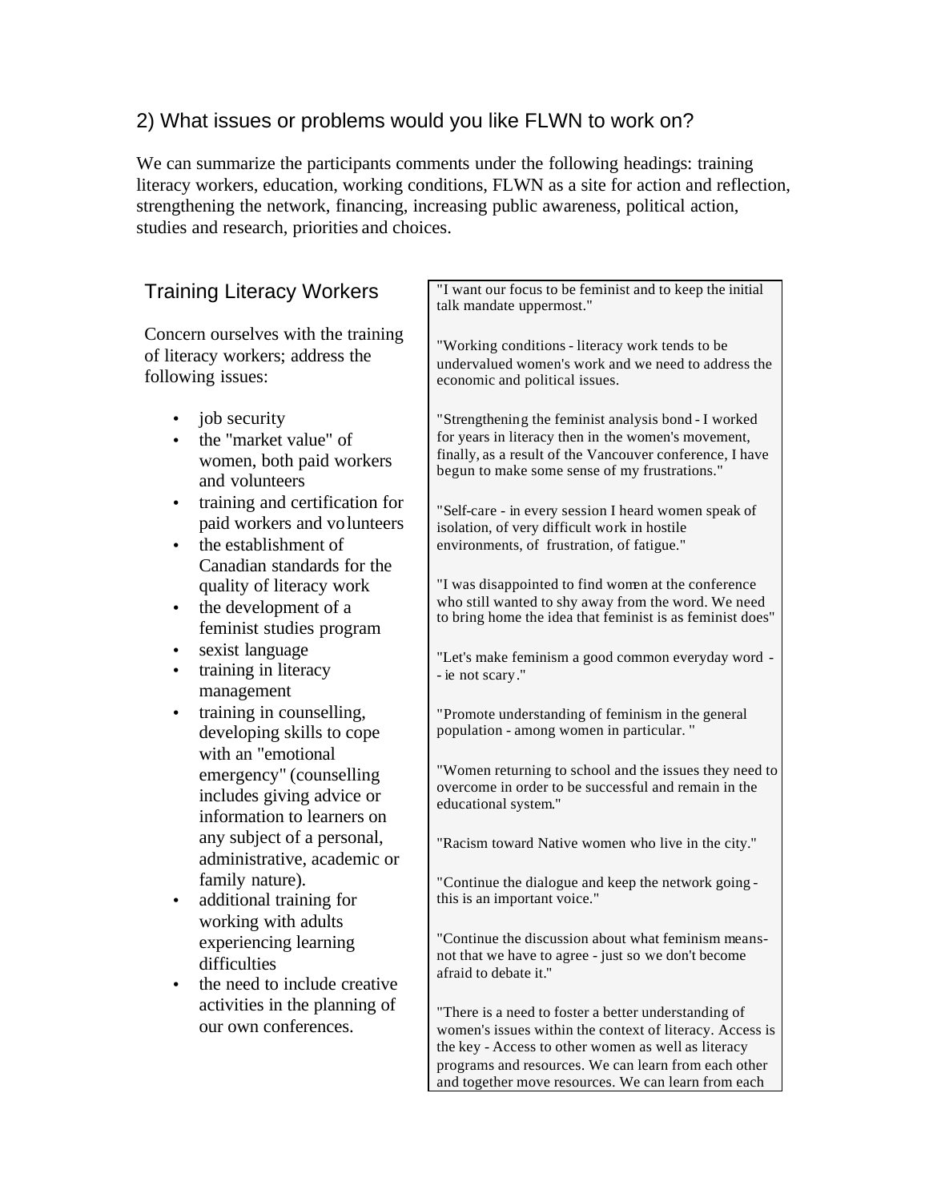## 2) What issues or problems would you like FLWN to work on?

We can summarize the participants comments under the following headings: training literacy workers, education, working conditions, FLWN as a site for action and reflection, strengthening the network, financing, increasing public awareness, political action, studies and research, priorities and choices.

### Training Literacy Workers

Concern ourselves with the training of literacy workers; address the following issues:

- job security
- the "market value" of women, both paid workers and volunteers
- training and certification for paid workers and volunteers
- the establishment of Canadian standards for the quality of literacy work
- the development of a feminist studies program
- sexist language
- training in literacy management
- training in counselling, developing skills to cope with an "emotional emergency" (counselling includes giving advice or information to learners on any subject of a personal, administrative, academic or family nature).
- additional training for working with adults experiencing learning difficulties
- the need to include creative activities in the planning of our own conferences.

"I want our focus to be feminist and to keep the initial talk mandate uppermost."

"Working conditions - literacy work tends to be undervalued women's work and we need to address the economic and political issues.

"Strengthening the feminist analysis bond - I worked for years in literacy then in the women's movement, finally, as a result of the Vancouver conference, I have begun to make some sense of my frustrations."

"Self-care - in every session I heard women speak of isolation, of very difficult work in hostile environments, of frustration, of fatigue."

"I was disappointed to find women at the conference who still wanted to shy away from the word. We need to bring home the idea that feminist is as feminist does"

"Let's make feminism a good common everyday word -- ie not scary."

"Promote understanding of feminism in the general population - among women in particular. "

"Women returning to school and the issues they need to overcome in order to be successful and remain in the educational system."

"Racism toward Native women who live in the city."

"Continue the dialogue and keep the network going - this is an important voice."

"Continue the discussion about what feminism means- not that we have to agree - just so we don't become afraid to debate it."

"There is a need to foster a better understanding of women's issues within the context of literacy. Access is the key - Access to other women as well as literacy programs and resources. We can learn from each other and together move resources. We can learn from each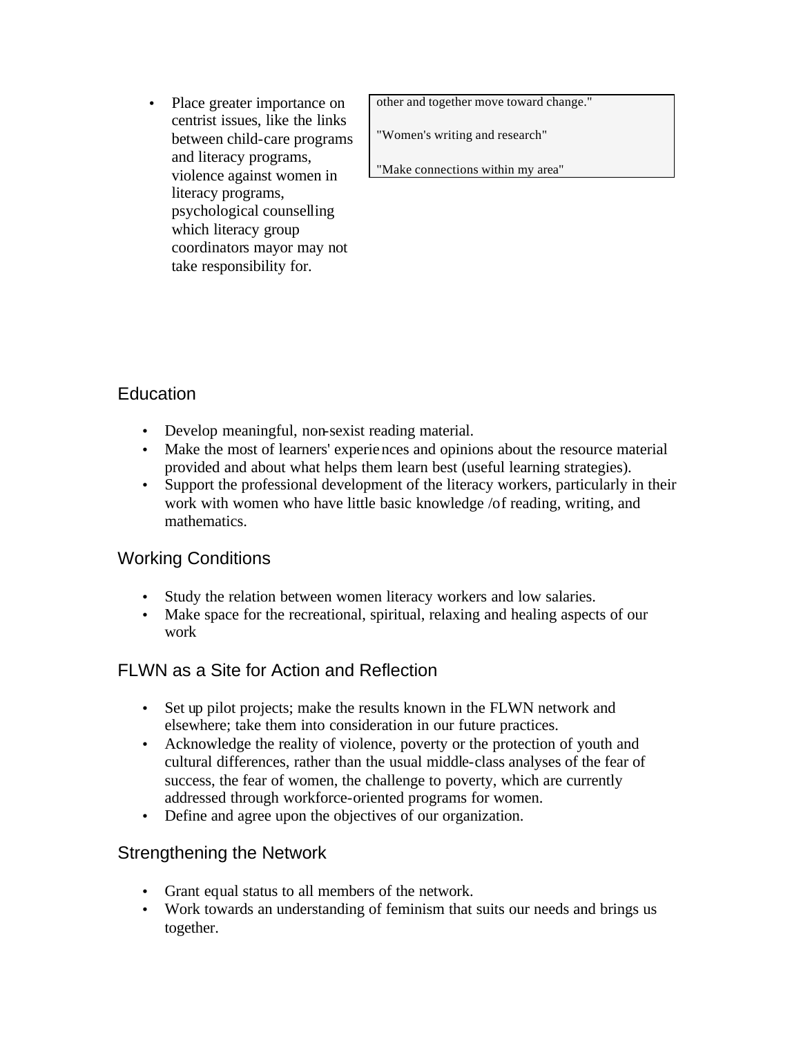- Place greater importance on centrist issues, like the links between child-care programs and literacy programs, violence against women in literacy programs, psychological counselling which literacy group coordinators mayor may not take responsibility for.

> other and together move toward change."
>
> "Women's writing and research"
>
> "Make connections within my area"

## Education

- Develop meaningful, non-sexist reading material.
- Make the most of learners' experiences and opinions about the resource material provided and about what helps them learn best (useful learning strategies).
- Support the professional development of the literacy workers, particularly in their work with women who have little basic knowledge /of reading, writing, and mathematics.

## Working Conditions

- Study the relation between women literacy workers and low salaries.
- Make space for the recreational, spiritual, relaxing and healing aspects of our work

## FLWN as a Site for Action and Reflection

- Set up pilot projects; make the results known in the FLWN network and elsewhere; take them into consideration in our future practices.
- Acknowledge the reality of violence, poverty or the protection of youth and cultural differences, rather than the usual middle-class analyses of the fear of success, the fear of women, the challenge to poverty, which are currently addressed through workforce-oriented programs for women.
- Define and agree upon the objectives of our organization.

## Strengthening the Network

- Grant equal status to all members of the network.
- Work towards an understanding of feminism that suits our needs and brings us together.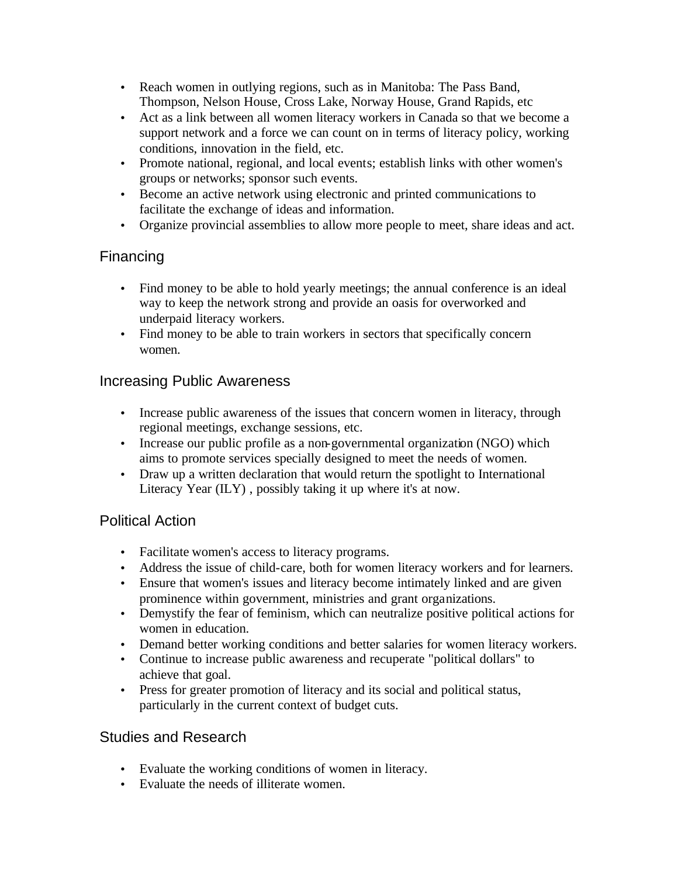- Reach women in outlying regions, such as in Manitoba: The Pass Band, Thompson, Nelson House, Cross Lake, Norway House, Grand Rapids, etc
- Act as a link between all women literacy workers in Canada so that we become a support network and a force we can count on in terms of literacy policy, working conditions, innovation in the field, etc.
- Promote national, regional, and local events; establish links with other women's groups or networks; sponsor such events.
- Become an active network using electronic and printed communications to facilitate the exchange of ideas and information.
- Organize provincial assemblies to allow more people to meet, share ideas and act.

## Financing

- Find money to be able to hold yearly meetings; the annual conference is an ideal way to keep the network strong and provide an oasis for overworked and underpaid literacy workers.
- Find money to be able to train workers in sectors that specifically concern women.

## Increasing Public Awareness

- Increase public awareness of the issues that concern women in literacy, through regional meetings, exchange sessions, etc.
- Increase our public profile as a non-governmental organization (NGO) which aims to promote services specially designed to meet the needs of women.
- Draw up a written declaration that would return the spotlight to International Literacy Year (ILY) , possibly taking it up where it's at now.

## Political Action

- Facilitate women's access to literacy programs.
- Address the issue of child-care, both for women literacy workers and for learners.
- Ensure that women's issues and literacy become intimately linked and are given prominence within government, ministries and grant organizations.
- Demystify the fear of feminism, which can neutralize positive political actions for women in education.
- Demand better working conditions and better salaries for women literacy workers.
- Continue to increase public awareness and recuperate "political dollars" to achieve that goal.
- Press for greater promotion of literacy and its social and political status, particularly in the current context of budget cuts.

## Studies and Research

- Evaluate the working conditions of women in literacy.
- Evaluate the needs of illiterate women.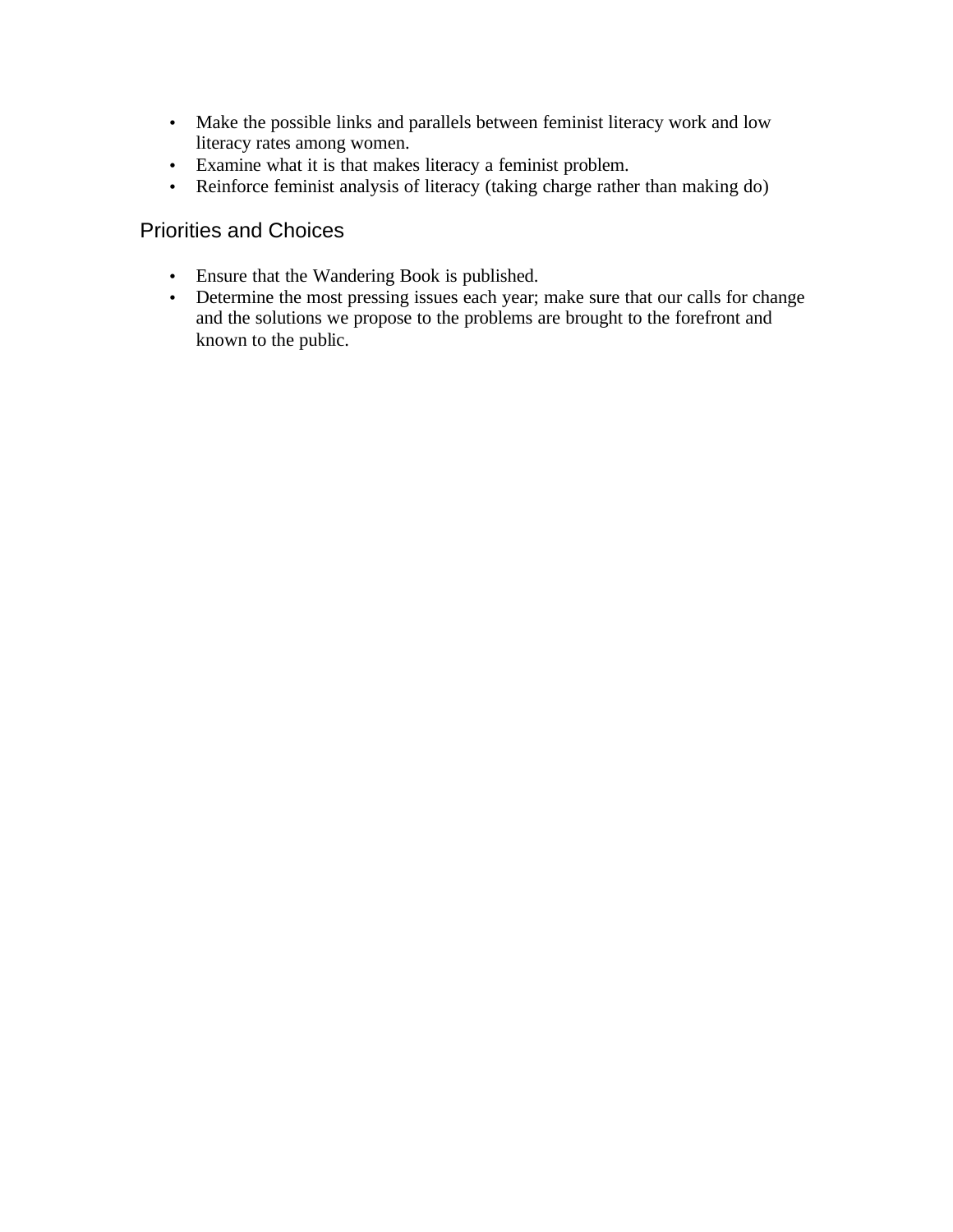- Make the possible links and parallels between feminist literacy work and low literacy rates among women.
- Examine what it is that makes literacy a feminist problem.
- Reinforce feminist analysis of literacy (taking charge rather than making do)

## Priorities and Choices

- Ensure that the Wandering Book is published.
- Determine the most pressing issues each year; make sure that our calls for change and the solutions we propose to the problems are brought to the forefront and known to the public.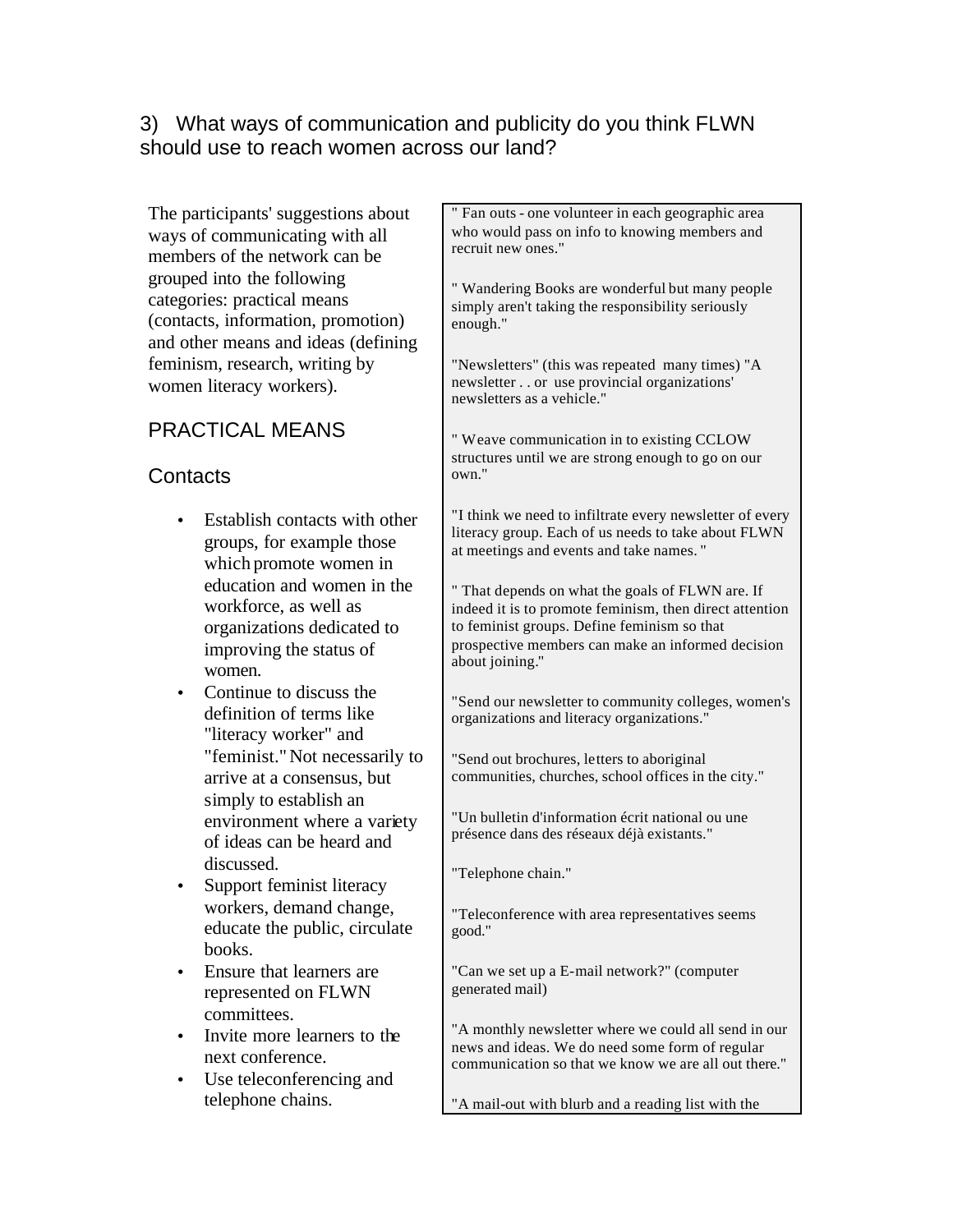3) What ways of communication and publicity do you think FLWN should use to reach women across our land?

The participants' suggestions about ways of communicating with all members of the network can be grouped into the following categories: practical means (contacts, information, promotion) and other means and ideas (defining feminism, research, writing by women literacy workers).

## PRACTICAL MEANS

### Contacts

- Establish contacts with other groups, for example those which promote women in education and women in the workforce, as well as organizations dedicated to improving the status of women.
- Continue to discuss the definition of terms like "literacy worker" and "feminist." Not necessarily to arrive at a consensus, but simply to establish an environment where a variety of ideas can be heard and discussed.
- Support feminist literacy workers, demand change, educate the public, circulate books.
- Ensure that learners are represented on FLWN committees.
- Invite more learners to the next conference.
- Use teleconferencing and telephone chains.

> " Fan outs - one volunteer in each geographic area who would pass on info to knowing members and recruit new ones."
>
> " Wandering Books are wonderful but many people simply aren't taking the responsibility seriously enough."
>
> "Newsletters" (this was repeated many times) "A newsletter . . or use provincial organizations' newsletters as a vehicle."
>
> " Weave communication in to existing CCLOW structures until we are strong enough to go on our own."
>
> "I think we need to infiltrate every newsletter of every literacy group. Each of us needs to take about FLWN at meetings and events and take names. "
>
> " That depends on what the goals of FLWN are. If indeed it is to promote feminism, then direct attention to feminist groups. Define feminism so that prospective members can make an informed decision about joining."
>
> "Send our newsletter to community colleges, women's organizations and literacy organizations."
>
> "Send out brochures, letters to aboriginal communities, churches, school offices in the city."
>
> "Un bulletin d'information écrit national ou une présence dans des réseaux déjà existants."
>
> "Telephone chain."
>
> "Teleconference with area representatives seems good."
>
> "Can we set up a E-mail network?" (computer generated mail)
>
> "A monthly newsletter where we could all send in our news and ideas. We do need some form of regular communication so that we know we are all out there."
>
> "A mail-out with blurb and a reading list with the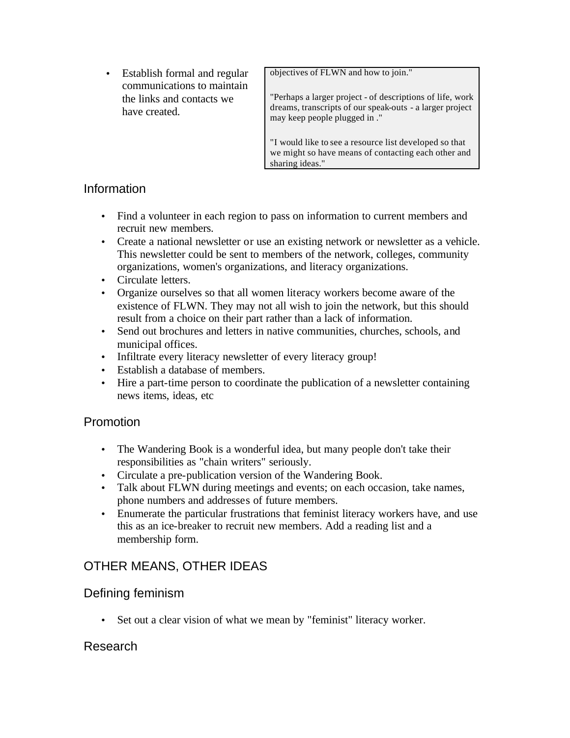- Establish formal and regular communications to maintain the links and contacts we have created.

> objectives of FLWN and how to join."
>
> "Perhaps a larger project - of descriptions of life, work dreams, transcripts of our speak-outs - a larger project may keep people plugged in ."
>
> "I would like to see a resource list developed so that we might so have means of contacting each other and sharing ideas."

## Information

- Find a volunteer in each region to pass on information to current members and recruit new members.
- Create a national newsletter or use an existing network or newsletter as a vehicle. This newsletter could be sent to members of the network, colleges, community organizations, women's organizations, and literacy organizations.
- Circulate letters.
- Organize ourselves so that all women literacy workers become aware of the existence of FLWN. They may not all wish to join the network, but this should result from a choice on their part rather than a lack of information.
- Send out brochures and letters in native communities, churches, schools, and municipal offices.
- Infiltrate every literacy newsletter of every literacy group!
- Establish a database of members.
- Hire a part-time person to coordinate the publication of a newsletter containing news items, ideas, etc

## Promotion

- The Wandering Book is a wonderful idea, but many people don't take their responsibilities as "chain writers" seriously.
- Circulate a pre-publication version of the Wandering Book.
- Talk about FLWN during meetings and events; on each occasion, take names, phone numbers and addresses of future members.
- Enumerate the particular frustrations that feminist literacy workers have, and use this as an ice-breaker to recruit new members. Add a reading list and a membership form.

# OTHER MEANS, OTHER IDEAS

## Defining feminism

- Set out a clear vision of what we mean by "feminist" literacy worker.

## Research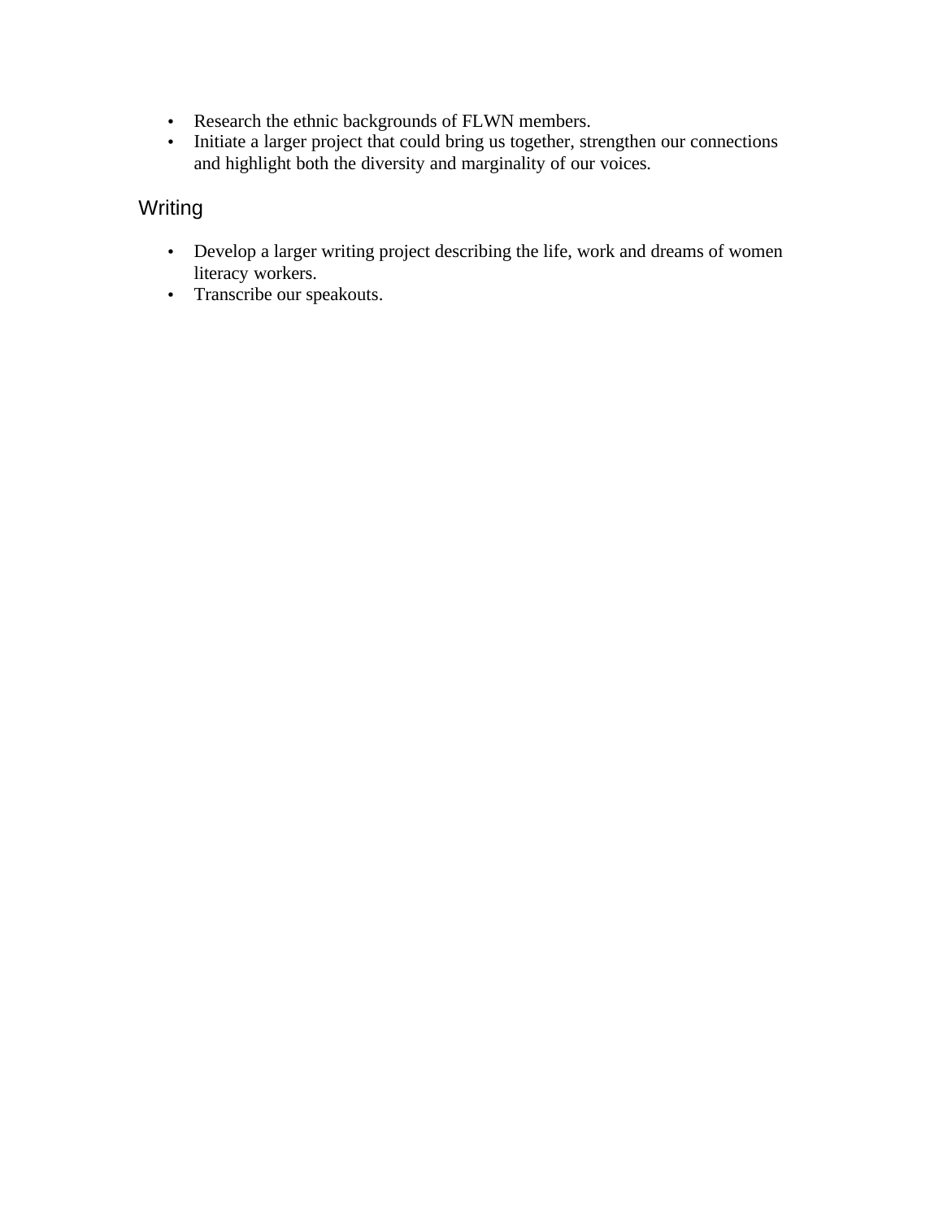- Research the ethnic backgrounds of FLWN members.
- Initiate a larger project that could bring us together, strengthen our connections and highlight both the diversity and marginality of our voices.

## Writing

- Develop a larger writing project describing the life, work and dreams of women literacy workers.
- Transcribe our speakouts.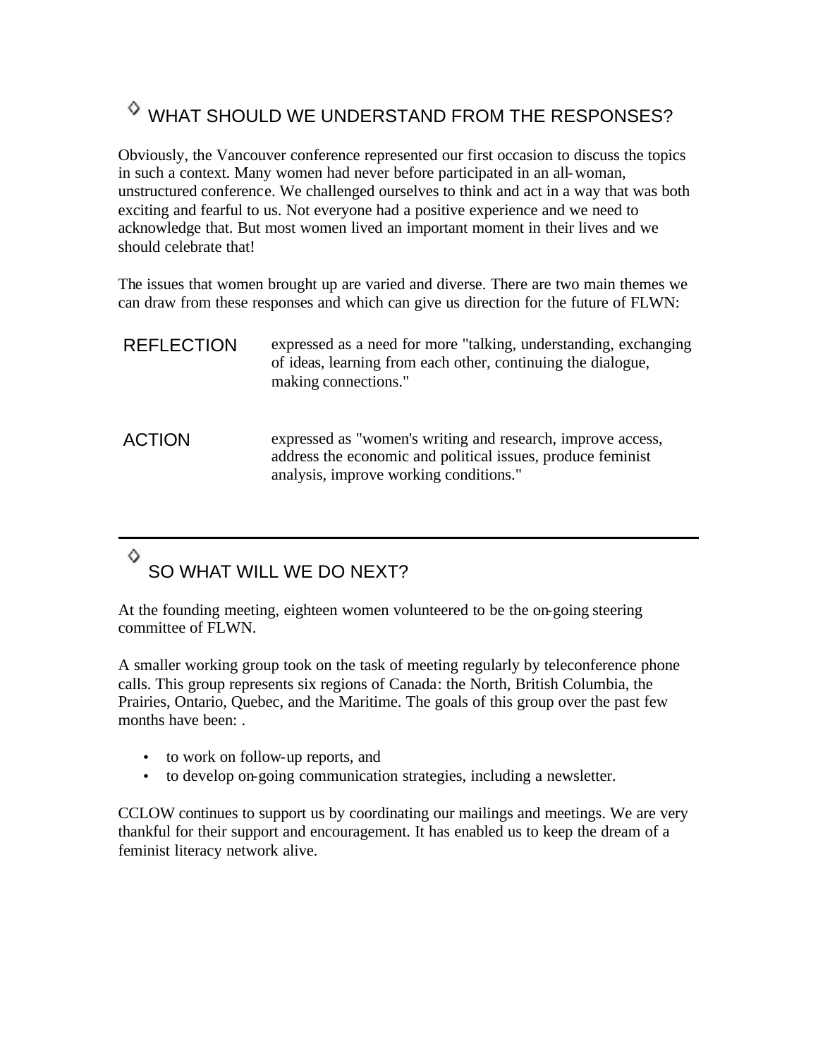## ◊ WHAT SHOULD WE UNDERSTAND FROM THE RESPONSES?

Obviously, the Vancouver conference represented our first occasion to discuss the topics in such a context. Many women had never before participated in an all-woman, unstructured conference. We challenged ourselves to think and act in a way that was both exciting and fearful to us. Not everyone had a positive experience and we need to acknowledge that. But most women lived an important moment in their lives and we should celebrate that!

The issues that women brought up are varied and diverse. There are two main themes we can draw from these responses and which can give us direction for the future of FLWN:

| | |
|---|---|
| REFLECTION | expressed as a need for more "talking, understanding, exchanging of ideas, learning from each other, continuing the dialogue, making connections." |
| ACTION | expressed as "women's writing and research, improve access, address the economic and political issues, produce feminist analysis, improve working conditions." |

---

## ◊ SO WHAT WILL WE DO NEXT?

At the founding meeting, eighteen women volunteered to be the on-going steering committee of FLWN.

A smaller working group took on the task of meeting regularly by teleconference phone calls. This group represents six regions of Canada: the North, British Columbia, the Prairies, Ontario, Quebec, and the Maritime. The goals of this group over the past few months have been: .

- to work on follow-up reports, and
- to develop on-going communication strategies, including a newsletter.

CCLOW continues to support us by coordinating our mailings and meetings. We are very thankful for their support and encouragement. It has enabled us to keep the dream of a feminist literacy network alive.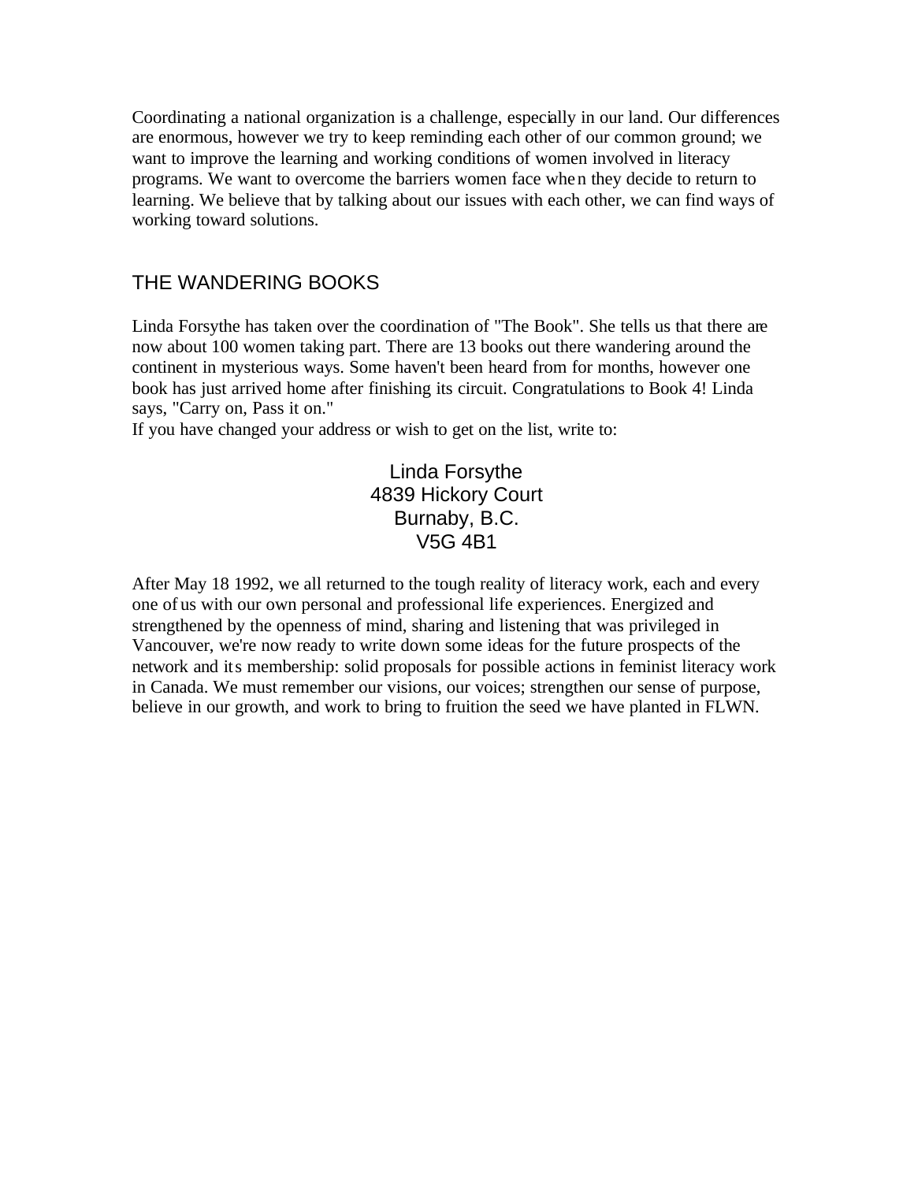Coordinating a national organization is a challenge, especially in our land. Our differences are enormous, however we try to keep reminding each other of our common ground; we want to improve the learning and working conditions of women involved in literacy programs. We want to overcome the barriers women face when they decide to return to learning. We believe that by talking about our issues with each other, we can find ways of working toward solutions.

## THE WANDERING BOOKS

Linda Forsythe has taken over the coordination of "The Book". She tells us that there are now about 100 women taking part. There are 13 books out there wandering around the continent in mysterious ways. Some haven't been heard from for months, however one book has just arrived home after finishing its circuit. Congratulations to Book 4! Linda says, "Carry on, Pass it on."

If you have changed your address or wish to get on the list, write to:

Linda Forsythe
4839 Hickory Court
Burnaby, B.C.
V5G 4B1

After May 18 1992, we all returned to the tough reality of literacy work, each and every one of us with our own personal and professional life experiences. Energized and strengthened by the openness of mind, sharing and listening that was privileged in Vancouver, we're now ready to write down some ideas for the future prospects of the network and its membership: solid proposals for possible actions in feminist literacy work in Canada. We must remember our visions, our voices; strengthen our sense of purpose, believe in our growth, and work to bring to fruition the seed we have planted in FLWN.